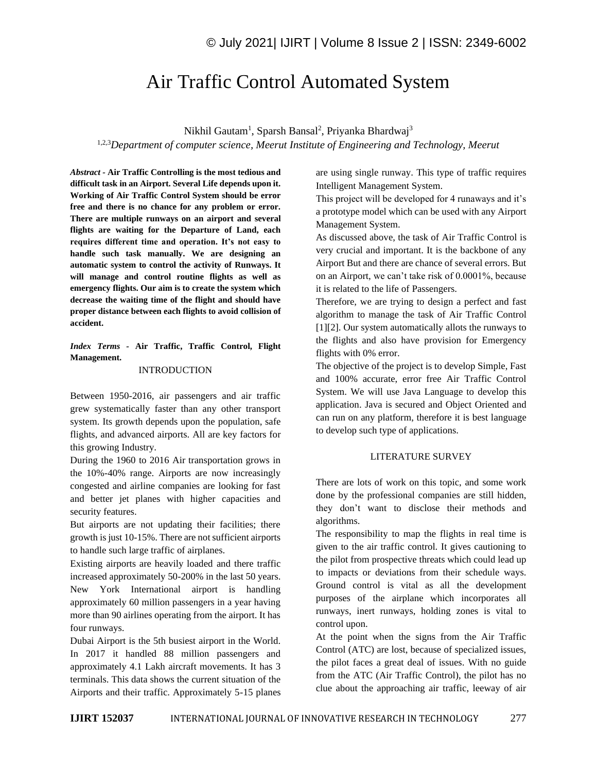# Air Traffic Control Automated System

Nikhil Gautam[1], Sparsh Bansal[2], Priyanka Bhardwaj[3]

[1,2,3]*Department of computer science, Meerut Institute of Engineering and Technology, Meerut*

***Abstract*** **- Air Traffic Controlling is the most tedious and difficult task in an Airport. Several Life depends upon it. Working of Air Traffic Control System should be error free and there is no chance for any problem or error. There are multiple runways on an airport and several flights are waiting for the Departure of Land, each requires different time and operation. It's not easy to handle such task manually. We are designing an automatic system to control the activity of Runways. It will manage and control routine flights as well as emergency flights. Our aim is to create the system which decrease the waiting time of the flight and should have proper distance between each flights to avoid collision of accident.**

***Index Terms*** **- Air Traffic, Traffic Control, Flight Management.**

## INTRODUCTION

Between 1950-2016, air passengers and air traffic grew systematically faster than any other transport system. Its growth depends upon the population, safe flights, and advanced airports. All are key factors for this growing Industry.

During the 1960 to 2016 Air transportation grows in the 10%-40% range. Airports are now increasingly congested and airline companies are looking for fast and better jet planes with higher capacities and security features.

But airports are not updating their facilities; there growth is just 10-15%. There are not sufficient airports to handle such large traffic of airplanes.

Existing airports are heavily loaded and there traffic increased approximately 50-200% in the last 50 years. New York International airport is handling approximately 60 million passengers in a year having more than 90 airlines operating from the airport. It has four runways.

Dubai Airport is the 5th busiest airport in the World. In 2017 it handled 88 million passengers and approximately 4.1 Lakh aircraft movements. It has 3 terminals. This data shows the current situation of the Airports and their traffic. Approximately 5-15 planes are using single runway. This type of traffic requires Intelligent Management System.

This project will be developed for 4 runaways and it's a prototype model which can be used with any Airport Management System.

As discussed above, the task of Air Traffic Control is very crucial and important. It is the backbone of any Airport But and there are chance of several errors. But on an Airport, we can't take risk of 0.0001%, because it is related to the life of Passengers.

Therefore, we are trying to design a perfect and fast algorithm to manage the task of Air Traffic Control [1][2]. Our system automatically allots the runways to the flights and also have provision for Emergency flights with 0% error.

The objective of the project is to develop Simple, Fast and 100% accurate, error free Air Traffic Control System. We will use Java Language to develop this application. Java is secured and Object Oriented and can run on any platform, therefore it is best language to develop such type of applications.

## LITERATURE SURVEY

There are lots of work on this topic, and some work done by the professional companies are still hidden, they don't want to disclose their methods and algorithms.

The responsibility to map the flights in real time is given to the air traffic control. It gives cautioning to the pilot from prospective threats which could lead up to impacts or deviations from their schedule ways. Ground control is vital as all the development purposes of the airplane which incorporates all runways, inert runways, holding zones is vital to control upon.

At the point when the signs from the Air Traffic Control (ATC) are lost, because of specialized issues, the pilot faces a great deal of issues. With no guide from the ATC (Air Traffic Control), the pilot has no clue about the approaching air traffic, leeway of air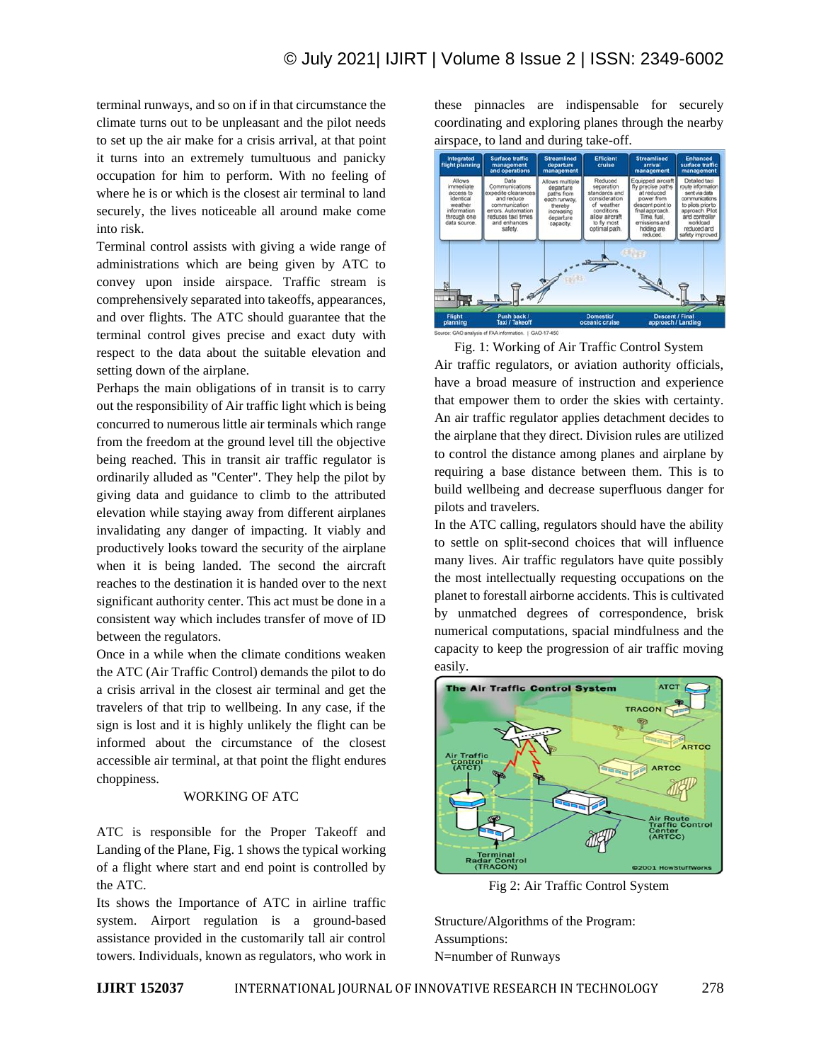terminal runways, and so on if in that circumstance the climate turns out to be unpleasant and the pilot needs to set up the air make for a crisis arrival, at that point it turns into an extremely tumultuous and panicky occupation for him to perform. With no feeling of where he is or which is the closest air terminal to land securely, the lives noticeable all around make come into risk.

Terminal control assists with giving a wide range of administrations which are being given by ATC to convey upon inside airspace. Traffic stream is comprehensively separated into takeoffs, appearances, and over flights. The ATC should guarantee that the terminal control gives precise and exact duty with respect to the data about the suitable elevation and setting down of the airplane.

Perhaps the main obligations of in transit is to carry out the responsibility of Air traffic light which is being concurred to numerous little air terminals which range from the freedom at the ground level till the objective being reached. This in transit air traffic regulator is ordinarily alluded as "Center". They help the pilot by giving data and guidance to climb to the attributed elevation while staying away from different airplanes invalidating any danger of impacting. It viably and productively looks toward the security of the airplane when it is being landed. The second the aircraft reaches to the destination it is handed over to the next significant authority center. This act must be done in a consistent way which includes transfer of move of ID between the regulators.

Once in a while when the climate conditions weaken the ATC (Air Traffic Control) demands the pilot to do a crisis arrival in the closest air terminal and get the travelers of that trip to wellbeing. In any case, if the sign is lost and it is highly unlikely the flight can be informed about the circumstance of the closest accessible air terminal, at that point the flight endures choppiness.

## WORKING OF ATC

ATC is responsible for the Proper Takeoff and Landing of the Plane, Fig. 1 shows the typical working of a flight where start and end point is controlled by the ATC.

Its shows the Importance of ATC in airline traffic system. Airport regulation is a ground-based assistance provided in the customarily tall air control towers. Individuals, known as regulators, who work in these pinnacles are indispensable for securely coordinating and exploring planes through the nearby airspace, to land and during take-off.

Fig. 1: Working of Air Traffic Control System

Air traffic regulators, or aviation authority officials, have a broad measure of instruction and experience that empower them to order the skies with certainty. An air traffic regulator applies detachment decides to the airplane that they direct. Division rules are utilized to control the distance among planes and airplane by requiring a base distance between them. This is to build wellbeing and decrease superfluous danger for pilots and travelers.

In the ATC calling, regulators should have the ability to settle on split-second choices that will influence many lives. Air traffic regulators have quite possibly the most intellectually requesting occupations on the planet to forestall airborne accidents. This is cultivated by unmatched degrees of correspondence, brisk numerical computations, spacial mindfulness and the capacity to keep the progression of air traffic moving easily.

Fig 2: Air Traffic Control System

Structure/Algorithms of the Program:

Assumptions:

N=number of Runways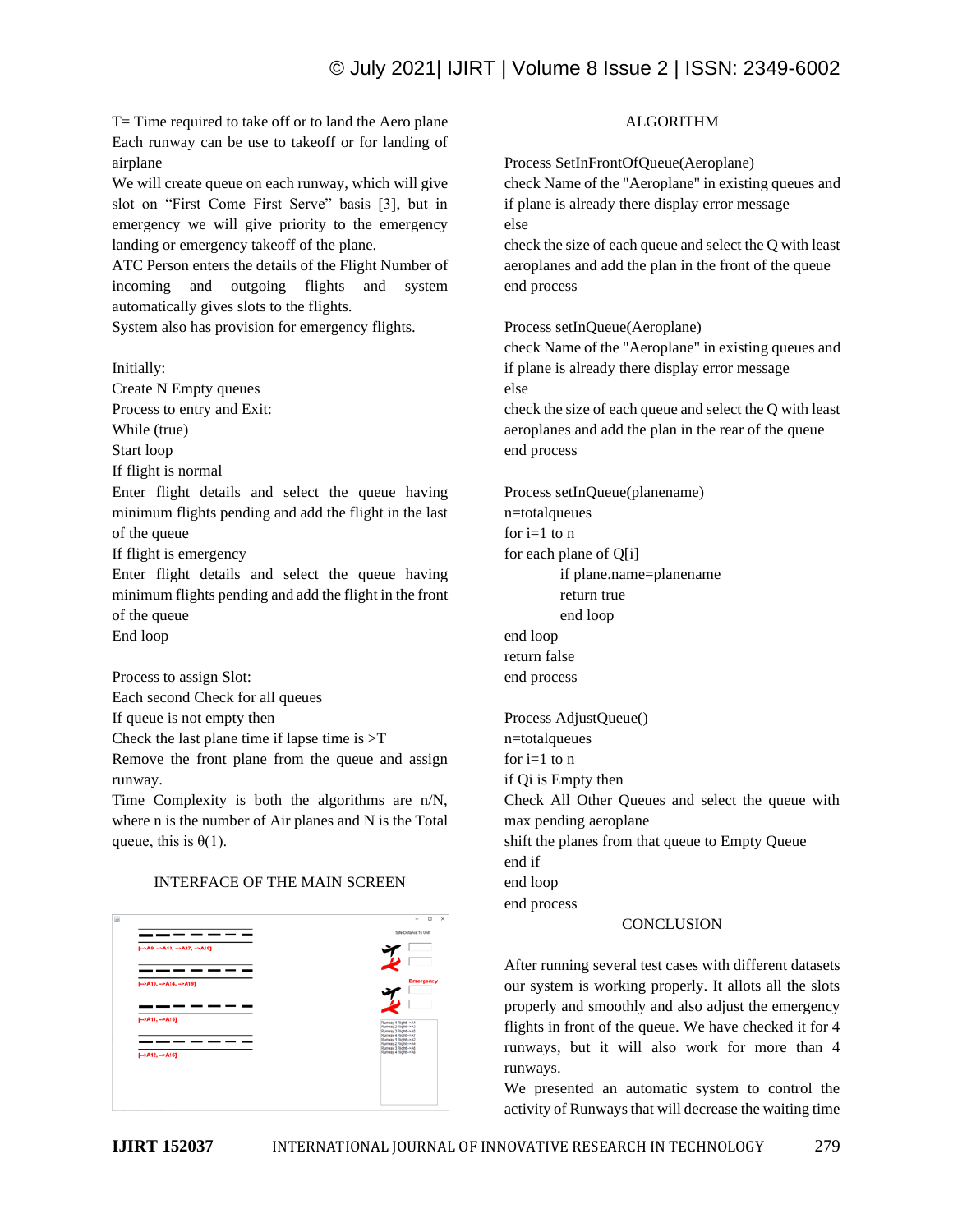T= Time required to take off or to land the Aero plane
Each runway can be use to takeoff or for landing of airplane
We will create queue on each runway, which will give slot on "First Come First Serve" basis [3], but in emergency we will give priority to the emergency landing or emergency takeoff of the plane.
ATC Person enters the details of the Flight Number of incoming and outgoing flights and system automatically gives slots to the flights.
System also has provision for emergency flights.

Initially:
Create N Empty queues
Process to entry and Exit:
While (true)
Start loop
If flight is normal
Enter flight details and select the queue having minimum flights pending and add the flight in the last of the queue
If flight is emergency
Enter flight details and select the queue having minimum flights pending and add the flight in the front of the queue
End loop

Process to assign Slot:
Each second Check for all queues
If queue is not empty then
Check the last plane time if lapse time is >T
Remove the front plane from the queue and assign runway.
Time Complexity is both the algorithms are n/N, where n is the number of Air planes and N is the Total queue, this is θ(1).

## INTERFACE OF THE MAIN SCREEN

## ALGORITHM

Process SetInFrontOfQueue(Aeroplane)
check Name of the "Aeroplane" in existing queues and if plane is already there display error message
else
check the size of each queue and select the Q with least aeroplanes and add the plan in the front of the queue
end process

Process setInQueue(Aeroplane)
check Name of the "Aeroplane" in existing queues and if plane is already there display error message
else
check the size of each queue and select the Q with least aeroplanes and add the plan in the rear of the queue
end process

```
Process setInQueue(planename)
n=totalqueues
for i=1 to n
for each plane of Q[i]
        if plane.name=planename
        return true
        end loop
end loop
return false
end process
```

Process AdjustQueue()
n=totalqueues
for i=1 to n
if Qi is Empty then
Check All Other Queues and select the queue with max pending aeroplane
shift the planes from that queue to Empty Queue
end if
end loop
end process

## CONCLUSION

After running several test cases with different datasets our system is working properly. It allots all the slots properly and smoothly and also adjust the emergency flights in front of the queue. We have checked it for 4 runways, but it will also work for more than 4 runways.
We presented an automatic system to control the activity of Runways that will decrease the waiting time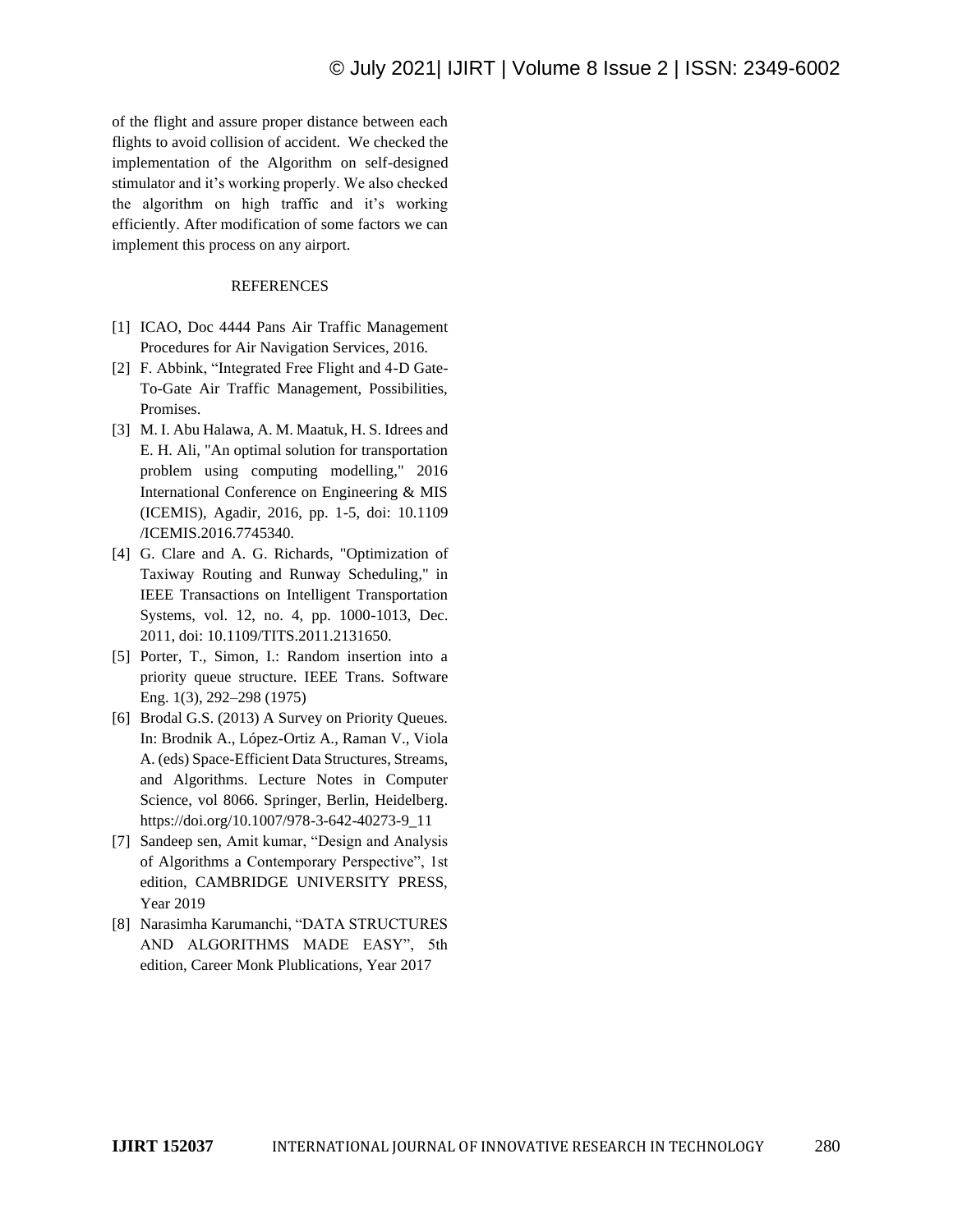of the flight and assure proper distance between each flights to avoid collision of accident. We checked the implementation of the Algorithm on self-designed stimulator and it's working properly. We also checked the algorithm on high traffic and it's working efficiently. After modification of some factors we can implement this process on any airport.

## REFERENCES

[1] ICAO, Doc 4444 Pans Air Traffic Management Procedures for Air Navigation Services, 2016.

[2] F. Abbink, "Integrated Free Flight and 4-D Gate-To-Gate Air Traffic Management, Possibilities, Promises.

[3] M. I. Abu Halawa, A. M. Maatuk, H. S. Idrees and E. H. Ali, "An optimal solution for transportation problem using computing modelling," 2016 International Conference on Engineering & MIS (ICEMIS), Agadir, 2016, pp. 1-5, doi: 10.1109 /ICEMIS.2016.7745340.

[4] G. Clare and A. G. Richards, "Optimization of Taxiway Routing and Runway Scheduling," in IEEE Transactions on Intelligent Transportation Systems, vol. 12, no. 4, pp. 1000-1013, Dec. 2011, doi: 10.1109/TITS.2011.2131650.

[5] Porter, T., Simon, I.: Random insertion into a priority queue structure. IEEE Trans. Software Eng. 1(3), 292–298 (1975)

[6] Brodal G.S. (2013) A Survey on Priority Queues. In: Brodnik A., López-Ortiz A., Raman V., Viola A. (eds) Space-Efficient Data Structures, Streams, and Algorithms. Lecture Notes in Computer Science, vol 8066. Springer, Berlin, Heidelberg. https://doi.org/10.1007/978-3-642-40273-9_11

[7] Sandeep sen, Amit kumar, "Design and Analysis of Algorithms a Contemporary Perspective", 1st edition, CAMBRIDGE UNIVERSITY PRESS, Year 2019

[8] Narasimha Karumanchi, "DATA STRUCTURES AND ALGORITHMS MADE EASY", 5th edition, Career Monk Plublications, Year 2017